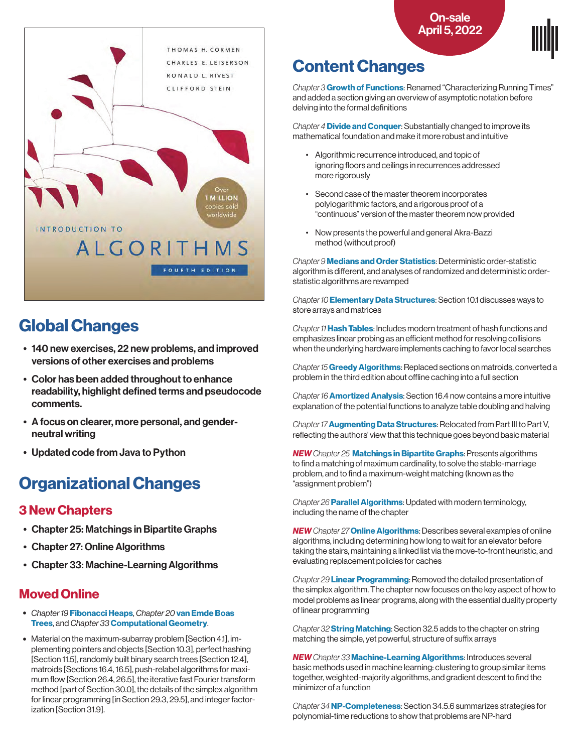On-sale April 5, 2022

THOMAS H. CORMEN
CHARLES E. LEISERSON
RONALD L. RIVEST
CLIFFORD STEIN

Over 1 MILLION copies sold worldwide

INTRODUCTION TO ALGORITHMS

FOURTH EDITION

## Global Changes

- **140 new exercises, 22 new problems, and improved versions of other exercises and problems**
- **Color has been added throughout to enhance readability, highlight defined terms and pseudocode comments.**
- **A focus on clearer, more personal, and gender-neutral writing**
- **Updated code from Java to Python**

## Organizational Changes

### 3 New Chapters

- **Chapter 25: Matchings in Bipartite Graphs**
- **Chapter 27: Online Algorithms**
- **Chapter 33: Machine-Learning Algorithms**

### Moved Online

- *Chapter 19* **Fibonacci Heaps**, *Chapter 20* **van Emde Boas Trees**, and *Chapter 33* **Computational Geometry**.
- Material on the maximum-subarray problem [Section 4.1], implementing pointers and objects [Section 10.3], perfect hashing [Section 11.5], randomly built binary search trees [Section 12.4], matroids [Sections 16.4, 16.5], push-relabel algorithms for maximum flow [Section 26.4, 26.5], the iterative fast Fourier transform method [part of Section 30.0], the details of the simplex algorithm for linear programming [in Section 29.3, 29.5], and integer factorization [Section 31.9].

## Content Changes

*Chapter 3* **Growth of Functions**: Renamed "Characterizing Running Times" and added a section giving an overview of asymptotic notation before delving into the formal definitions

*Chapter 4* **Divide and Conquer**: Substantially changed to improve its mathematical foundation and make it more robust and intuitive

- Algorithmic recurrence introduced, and topic of ignoring floors and ceilings in recurrences addressed more rigorously
- Second case of the master theorem incorporates polylogarithmic factors, and a rigorous proof of a "continuous" version of the master theorem now provided
- Now presents the powerful and general Akra-Bazzi method (without proof)

*Chapter 9* **Medians and Order Statistics**: Deterministic order-statistic algorithm is different, and analyses of randomized and deterministic order-statistic algorithms are revamped

*Chapter 10* **Elementary Data Structures**: Section 10.1 discusses ways to store arrays and matrices

*Chapter 11* **Hash Tables**: Includes modern treatment of hash functions and emphasizes linear probing as an efficient method for resolving collisions when the underlying hardware implements caching to favor local searches

*Chapter 15* **Greedy Algorithms**: Replaced sections on matroids, converted a problem in the third edition about offline caching into a full section

*Chapter 16* **Amortized Analysis**: Section 16.4 now contains a more intuitive explanation of the potential functions to analyze table doubling and halving

*Chapter 17* **Augmenting Data Structures**: Relocated from Part III to Part V, reflecting the authors' view that this technique goes beyond basic material

***NEW*** *Chapter 25* **Matchings in Bipartite Graphs**: Presents algorithms to find a matching of maximum cardinality, to solve the stable-marriage problem, and to find a maximum-weight matching (known as the "assignment problem")

*Chapter 26* **Parallel Algorithms**: Updated with modern terminology, including the name of the chapter

***NEW*** *Chapter 27* **Online Algorithms**: Describes several examples of online algorithms, including determining how long to wait for an elevator before taking the stairs, maintaining a linked list via the move-to-front heuristic, and evaluating replacement policies for caches

*Chapter 29* **Linear Programming**: Removed the detailed presentation of the simplex algorithm. The chapter now focuses on the key aspect of how to model problems as linear programs, along with the essential duality property of linear programming

*Chapter 32* **String Matching**: Section 32.5 adds to the chapter on string matching the simple, yet powerful, structure of suffix arrays

***NEW*** *Chapter 33* **Machine-Learning Algorithms**: Introduces several basic methods used in machine learning: clustering to group similar items together, weighted-majority algorithms, and gradient descent to find the minimizer of a function

*Chapter 34* **NP-Completeness**: Section 34.5.6 summarizes strategies for polynomial-time reductions to show that problems are NP-hard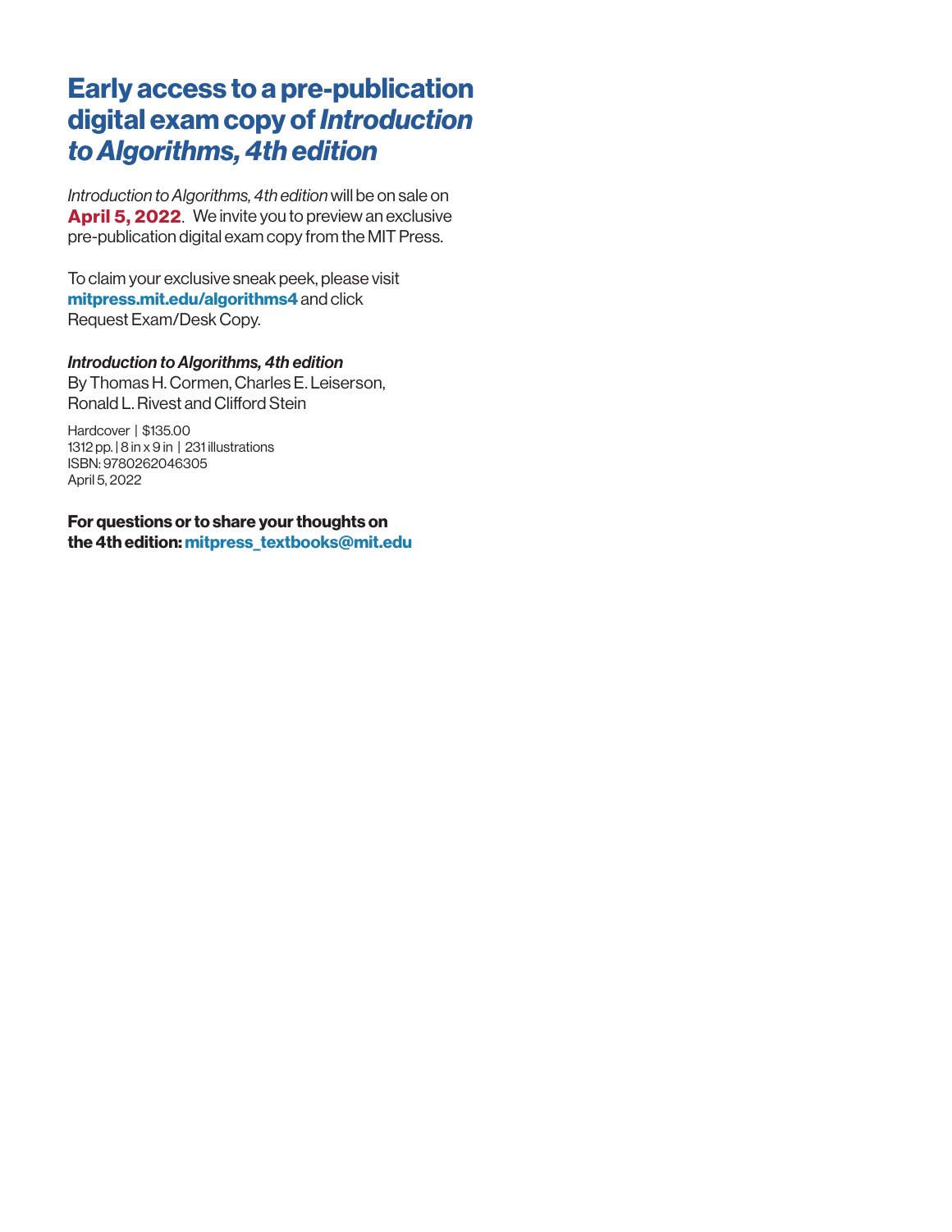# Early access to a pre-publication digital exam copy of *Introduction to Algorithms, 4th edition*

*Introduction to Algorithms, 4th edition* will be on sale on **April 5, 2022**. We invite you to preview an exclusive pre-publication digital exam copy from the MIT Press.

To claim your exclusive sneak peek, please visit **mitpress.mit.edu/algorithms4** and click Request Exam/Desk Copy.

***Introduction to Algorithms, 4th edition***
By Thomas H. Cormen, Charles E. Leiserson, Ronald L. Rivest and Clifford Stein

Hardcover | $135.00
1312 pp. | 8 in x 9 in | 231 illustrations
ISBN: 9780262046305
April 5, 2022

**For questions or to share your thoughts on the 4th edition: mitpress_textbooks@mit.edu**